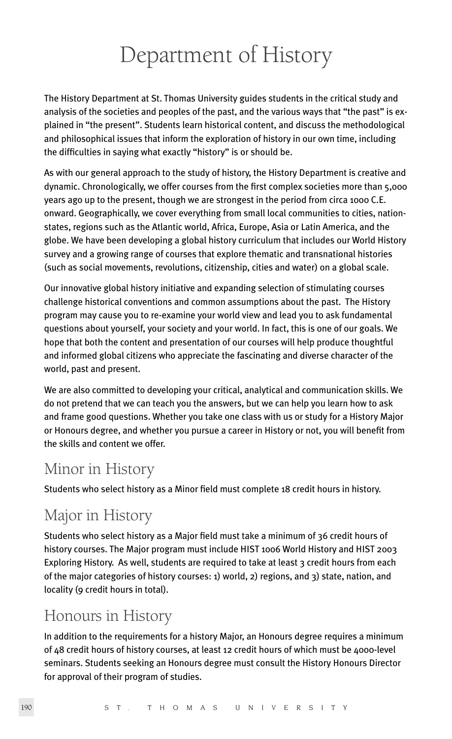# Department of History

The History Department at St. Thomas University guides students in the critical study and analysis of the societies and peoples of the past, and the various ways that "the past" is explained in "the present". Students learn historical content, and discuss the methodological and philosophical issues that inform the exploration of history in our own time, including the difficulties in saying what exactly "history" is or should be.

As with our general approach to the study of history, the History Department is creative and dynamic. Chronologically, we offer courses from the first complex societies more than 5,000 years ago up to the present, though we are strongest in the period from circa 1000 C.E. onward. Geographically, we cover everything from small local communities to cities, nation-states, regions such as the Atlantic world, Africa, Europe, Asia or Latin America, and the globe. We have been developing a global history curriculum that includes our World History survey and a growing range of courses that explore thematic and transnational histories (such as social movements, revolutions, citizenship, cities and water) on a global scale.

Our innovative global history initiative and expanding selection of stimulating courses challenge historical conventions and common assumptions about the past. The History program may cause you to re-examine your world view and lead you to ask fundamental questions about yourself, your society and your world. In fact, this is one of our goals. We hope that both the content and presentation of our courses will help produce thoughtful and informed global citizens who appreciate the fascinating and diverse character of the world, past and present.

We are also committed to developing your critical, analytical and communication skills. We do not pretend that we can teach you the answers, but we can help you learn how to ask and frame good questions. Whether you take one class with us or study for a History Major or Honours degree, and whether you pursue a career in History or not, you will benefit from the skills and content we offer.

## Minor in History

Students who select history as a Minor field must complete 18 credit hours in history.

## Major in History

Students who select history as a Major field must take a minimum of 36 credit hours of history courses. The Major program must include HIST 1006 World History and HIST 2003 Exploring History. As well, students are required to take at least 3 credit hours from each of the major categories of history courses: 1) world, 2) regions, and 3) state, nation, and locality (9 credit hours in total).

## Honours in History

In addition to the requirements for a history Major, an Honours degree requires a minimum of 48 credit hours of history courses, at least 12 credit hours of which must be 4000-level seminars. Students seeking an Honours degree must consult the History Honours Director for approval of their program of studies.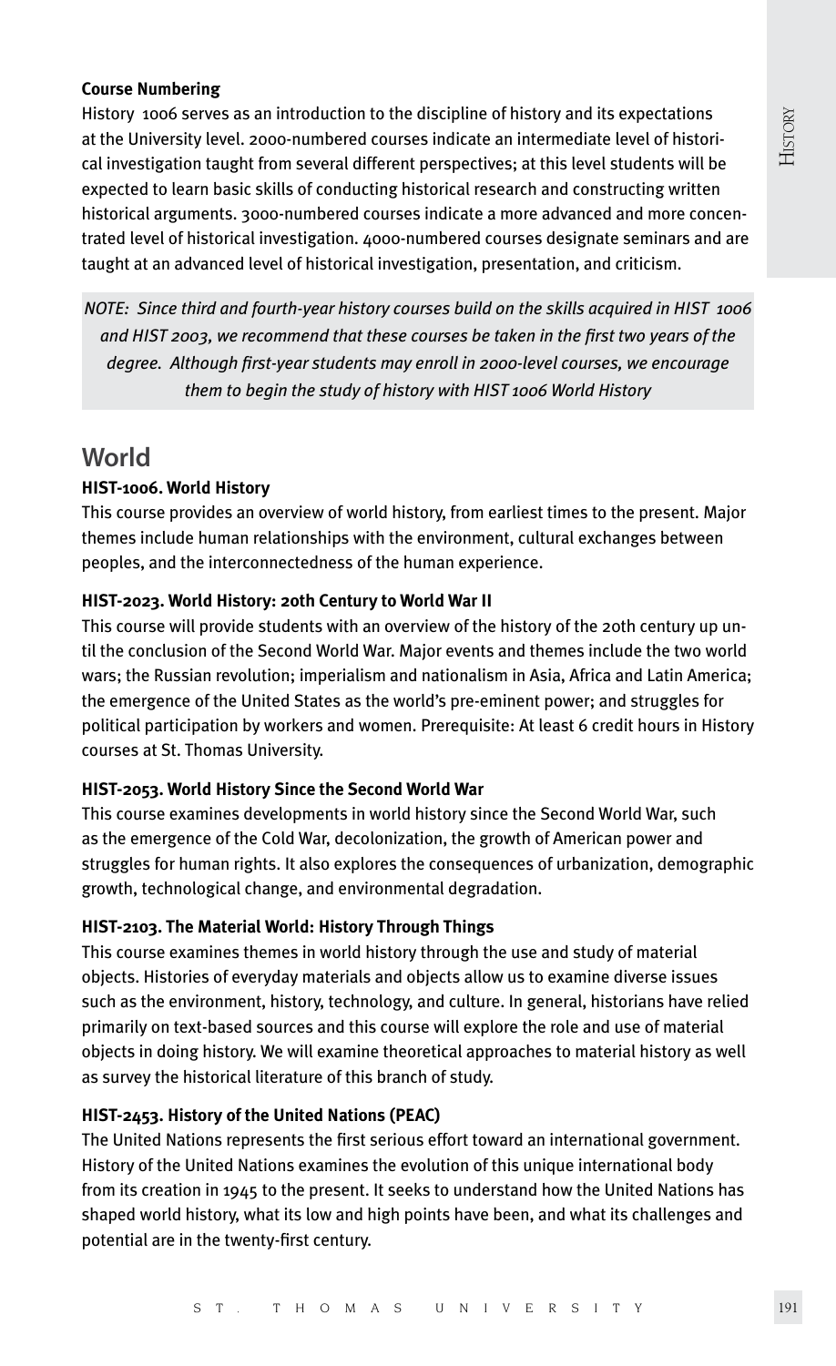**Course Numbering**

History 1006 serves as an introduction to the discipline of history and its expectations at the University level. 2000-numbered courses indicate an intermediate level of historical investigation taught from several different perspectives; at this level students will be expected to learn basic skills of conducting historical research and constructing written historical arguments. 3000-numbered courses indicate a more advanced and more concentrated level of historical investigation. 4000-numbered courses designate seminars and are taught at an advanced level of historical investigation, presentation, and criticism.

*NOTE: Since third and fourth-year history courses build on the skills acquired in HIST 1006 and HIST 2003, we recommend that these courses be taken in the first two years of the degree. Although first-year students may enroll in 2000-level courses, we encourage them to begin the study of history with HIST 1006 World History*

## World

**HIST-1006. World History**

This course provides an overview of world history, from earliest times to the present. Major themes include human relationships with the environment, cultural exchanges between peoples, and the interconnectedness of the human experience.

**HIST-2023. World History: 20th Century to World War II**

This course will provide students with an overview of the history of the 20th century up until the conclusion of the Second World War. Major events and themes include the two world wars; the Russian revolution; imperialism and nationalism in Asia, Africa and Latin America; the emergence of the United States as the world's pre-eminent power; and struggles for political participation by workers and women. Prerequisite: At least 6 credit hours in History courses at St. Thomas University.

**HIST-2053. World History Since the Second World War**

This course examines developments in world history since the Second World War, such as the emergence of the Cold War, decolonization, the growth of American power and struggles for human rights. It also explores the consequences of urbanization, demographic growth, technological change, and environmental degradation.

**HIST-2103. The Material World: History Through Things**

This course examines themes in world history through the use and study of material objects. Histories of everyday materials and objects allow us to examine diverse issues such as the environment, history, technology, and culture. In general, historians have relied primarily on text-based sources and this course will explore the role and use of material objects in doing history. We will examine theoretical approaches to material history as well as survey the historical literature of this branch of study.

**HIST-2453. History of the United Nations (PEAC)**

The United Nations represents the first serious effort toward an international government. History of the United Nations examines the evolution of this unique international body from its creation in 1945 to the present. It seeks to understand how the United Nations has shaped world history, what its low and high points have been, and what its challenges and potential are in the twenty-first century.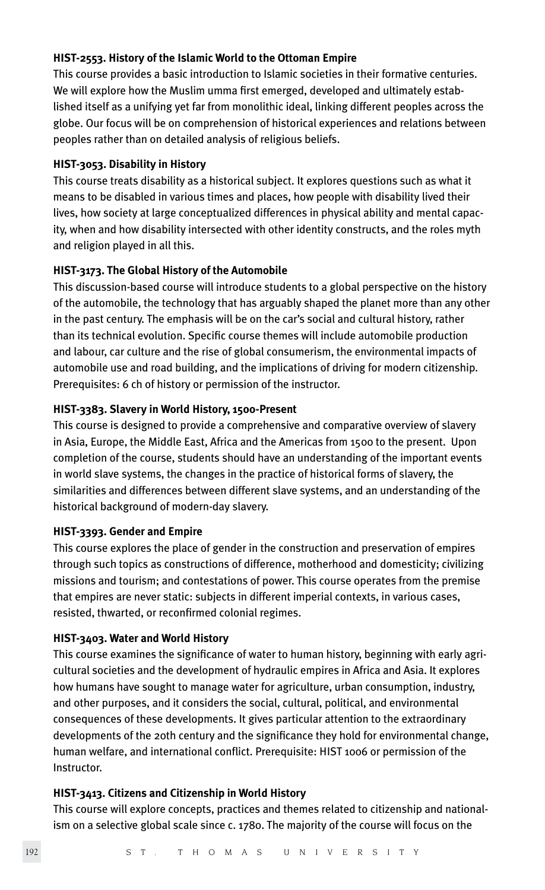**HIST-2553. History of the Islamic World to the Ottoman Empire**

This course provides a basic introduction to Islamic societies in their formative centuries. We will explore how the Muslim umma first emerged, developed and ultimately established itself as a unifying yet far from monolithic ideal, linking different peoples across the globe. Our focus will be on comprehension of historical experiences and relations between peoples rather than on detailed analysis of religious beliefs.

**HIST-3053. Disability in History**

This course treats disability as a historical subject. It explores questions such as what it means to be disabled in various times and places, how people with disability lived their lives, how society at large conceptualized differences in physical ability and mental capacity, when and how disability intersected with other identity constructs, and the roles myth and religion played in all this.

**HIST-3173. The Global History of the Automobile**

This discussion-based course will introduce students to a global perspective on the history of the automobile, the technology that has arguably shaped the planet more than any other in the past century. The emphasis will be on the car's social and cultural history, rather than its technical evolution. Specific course themes will include automobile production and labour, car culture and the rise of global consumerism, the environmental impacts of automobile use and road building, and the implications of driving for modern citizenship. Prerequisites: 6 ch of history or permission of the instructor.

**HIST-3383. Slavery in World History, 1500-Present**

This course is designed to provide a comprehensive and comparative overview of slavery in Asia, Europe, the Middle East, Africa and the Americas from 1500 to the present. Upon completion of the course, students should have an understanding of the important events in world slave systems, the changes in the practice of historical forms of slavery, the similarities and differences between different slave systems, and an understanding of the historical background of modern-day slavery.

**HIST-3393. Gender and Empire**

This course explores the place of gender in the construction and preservation of empires through such topics as constructions of difference, motherhood and domesticity; civilizing missions and tourism; and contestations of power. This course operates from the premise that empires are never static: subjects in different imperial contexts, in various cases, resisted, thwarted, or reconfirmed colonial regimes.

**HIST-3403. Water and World History**

This course examines the significance of water to human history, beginning with early agricultural societies and the development of hydraulic empires in Africa and Asia. It explores how humans have sought to manage water for agriculture, urban consumption, industry, and other purposes, and it considers the social, cultural, political, and environmental consequences of these developments. It gives particular attention to the extraordinary developments of the 20th century and the significance they hold for environmental change, human welfare, and international conflict. Prerequisite: HIST 1006 or permission of the Instructor.

**HIST-3413. Citizens and Citizenship in World History**

This course will explore concepts, practices and themes related to citizenship and nationalism on a selective global scale since c. 1780. The majority of the course will focus on the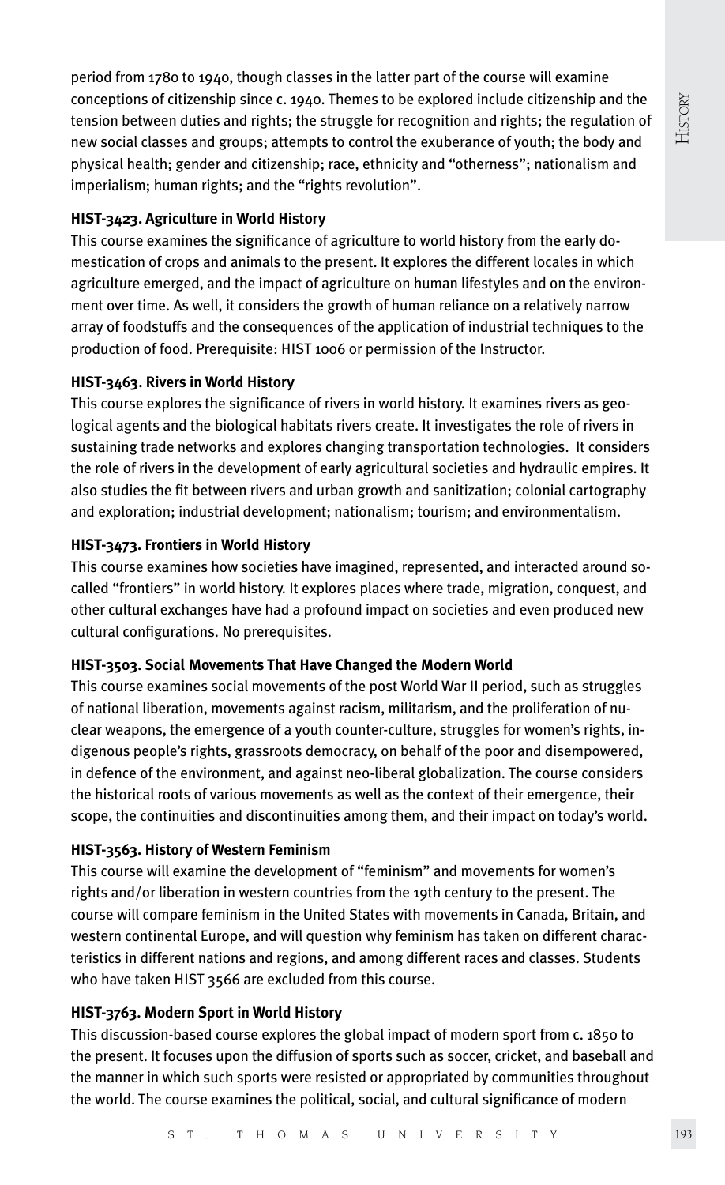period from 1780 to 1940, though classes in the latter part of the course will examine conceptions of citizenship since c. 1940. Themes to be explored include citizenship and the tension between duties and rights; the struggle for recognition and rights; the regulation of new social classes and groups; attempts to control the exuberance of youth; the body and physical health; gender and citizenship; race, ethnicity and "otherness"; nationalism and imperialism; human rights; and the "rights revolution".

**HIST-3423. Agriculture in World History**

This course examines the significance of agriculture to world history from the early domestication of crops and animals to the present. It explores the different locales in which agriculture emerged, and the impact of agriculture on human lifestyles and on the environment over time. As well, it considers the growth of human reliance on a relatively narrow array of foodstuffs and the consequences of the application of industrial techniques to the production of food. Prerequisite: HIST 1006 or permission of the Instructor.

**HIST-3463. Rivers in World History**

This course explores the significance of rivers in world history. It examines rivers as geological agents and the biological habitats rivers create. It investigates the role of rivers in sustaining trade networks and explores changing transportation technologies. It considers the role of rivers in the development of early agricultural societies and hydraulic empires. It also studies the fit between rivers and urban growth and sanitization; colonial cartography and exploration; industrial development; nationalism; tourism; and environmentalism.

**HIST-3473. Frontiers in World History**

This course examines how societies have imagined, represented, and interacted around so-called "frontiers" in world history. It explores places where trade, migration, conquest, and other cultural exchanges have had a profound impact on societies and even produced new cultural configurations. No prerequisites.

**HIST-3503. Social Movements That Have Changed the Modern World**

This course examines social movements of the post World War II period, such as struggles of national liberation, movements against racism, militarism, and the proliferation of nuclear weapons, the emergence of a youth counter-culture, struggles for women's rights, indigenous people's rights, grassroots democracy, on behalf of the poor and disempowered, in defence of the environment, and against neo-liberal globalization. The course considers the historical roots of various movements as well as the context of their emergence, their scope, the continuities and discontinuities among them, and their impact on today's world.

**HIST-3563. History of Western Feminism**

This course will examine the development of "feminism" and movements for women's rights and/or liberation in western countries from the 19th century to the present. The course will compare feminism in the United States with movements in Canada, Britain, and western continental Europe, and will question why feminism has taken on different characteristics in different nations and regions, and among different races and classes. Students who have taken HIST 3566 are excluded from this course.

**HIST-3763. Modern Sport in World History**

This discussion-based course explores the global impact of modern sport from c. 1850 to the present. It focuses upon the diffusion of sports such as soccer, cricket, and baseball and the manner in which such sports were resisted or appropriated by communities throughout the world. The course examines the political, social, and cultural significance of modern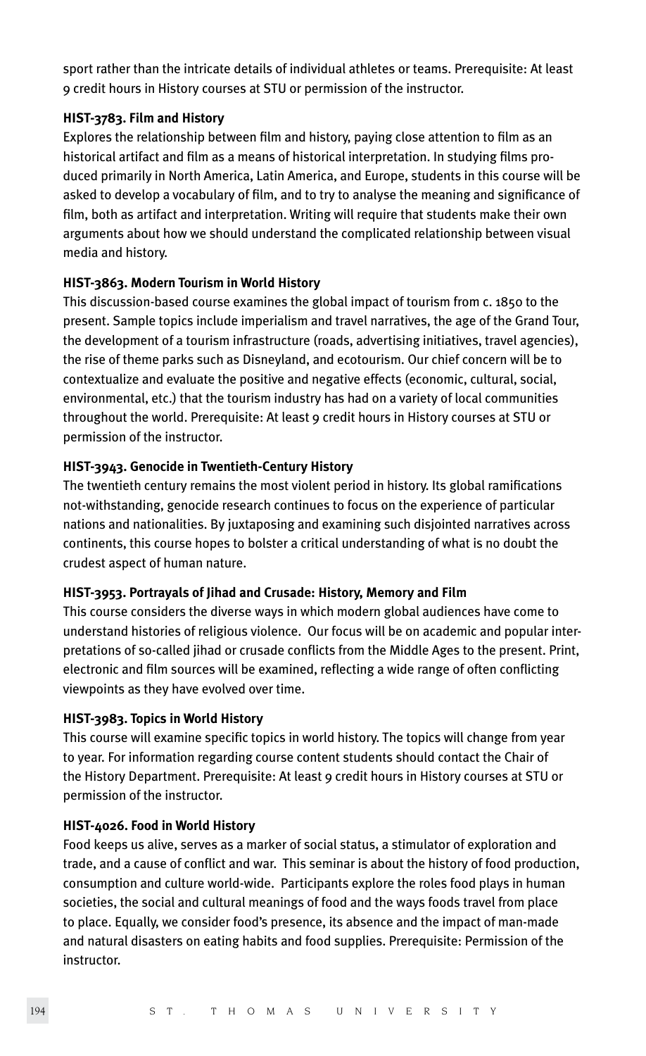sport rather than the intricate details of individual athletes or teams. Prerequisite: At least 9 credit hours in History courses at STU or permission of the instructor.

**HIST-3783. Film and History**

Explores the relationship between film and history, paying close attention to film as an historical artifact and film as a means of historical interpretation. In studying films produced primarily in North America, Latin America, and Europe, students in this course will be asked to develop a vocabulary of film, and to try to analyse the meaning and significance of film, both as artifact and interpretation. Writing will require that students make their own arguments about how we should understand the complicated relationship between visual media and history.

**HIST-3863. Modern Tourism in World History**

This discussion-based course examines the global impact of tourism from c. 1850 to the present. Sample topics include imperialism and travel narratives, the age of the Grand Tour, the development of a tourism infrastructure (roads, advertising initiatives, travel agencies), the rise of theme parks such as Disneyland, and ecotourism. Our chief concern will be to contextualize and evaluate the positive and negative effects (economic, cultural, social, environmental, etc.) that the tourism industry has had on a variety of local communities throughout the world. Prerequisite: At least 9 credit hours in History courses at STU or permission of the instructor.

**HIST-3943. Genocide in Twentieth-Century History**

The twentieth century remains the most violent period in history. Its global ramifications not-withstanding, genocide research continues to focus on the experience of particular nations and nationalities. By juxtaposing and examining such disjointed narratives across continents, this course hopes to bolster a critical understanding of what is no doubt the crudest aspect of human nature.

**HIST-3953. Portrayals of Jihad and Crusade: History, Memory and Film**

This course considers the diverse ways in which modern global audiences have come to understand histories of religious violence. Our focus will be on academic and popular interpretations of so-called jihad or crusade conflicts from the Middle Ages to the present. Print, electronic and film sources will be examined, reflecting a wide range of often conflicting viewpoints as they have evolved over time.

**HIST-3983. Topics in World History**

This course will examine specific topics in world history. The topics will change from year to year. For information regarding course content students should contact the Chair of the History Department. Prerequisite: At least 9 credit hours in History courses at STU or permission of the instructor.

**HIST-4026. Food in World History**

Food keeps us alive, serves as a marker of social status, a stimulator of exploration and trade, and a cause of conflict and war. This seminar is about the history of food production, consumption and culture world-wide. Participants explore the roles food plays in human societies, the social and cultural meanings of food and the ways foods travel from place to place. Equally, we consider food's presence, its absence and the impact of man-made and natural disasters on eating habits and food supplies. Prerequisite: Permission of the instructor.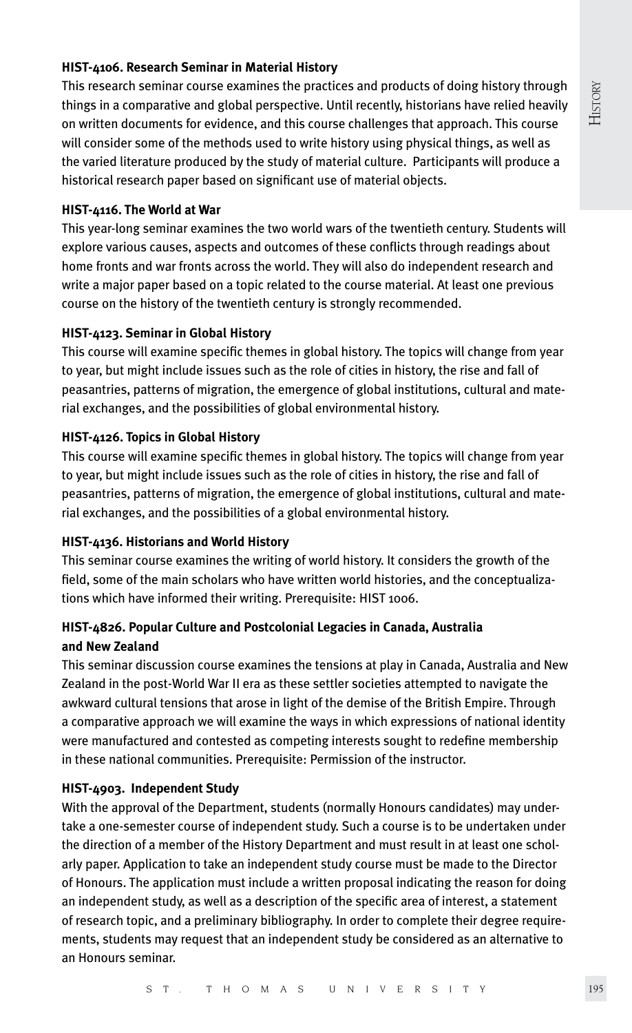**HIST-4106. Research Seminar in Material History**

This research seminar course examines the practices and products of doing history through things in a comparative and global perspective. Until recently, historians have relied heavily on written documents for evidence, and this course challenges that approach. This course will consider some of the methods used to write history using physical things, as well as the varied literature produced by the study of material culture. Participants will produce a historical research paper based on significant use of material objects.

**HIST-4116. The World at War**

This year-long seminar examines the two world wars of the twentieth century. Students will explore various causes, aspects and outcomes of these conflicts through readings about home fronts and war fronts across the world. They will also do independent research and write a major paper based on a topic related to the course material. At least one previous course on the history of the twentieth century is strongly recommended.

**HIST-4123. Seminar in Global History**

This course will examine specific themes in global history. The topics will change from year to year, but might include issues such as the role of cities in history, the rise and fall of peasantries, patterns of migration, the emergence of global institutions, cultural and material exchanges, and the possibilities of global environmental history.

**HIST-4126. Topics in Global History**

This course will examine specific themes in global history. The topics will change from year to year, but might include issues such as the role of cities in history, the rise and fall of peasantries, patterns of migration, the emergence of global institutions, cultural and material exchanges, and the possibilities of a global environmental history.

**HIST-4136. Historians and World History**

This seminar course examines the writing of world history. It considers the growth of the field, some of the main scholars who have written world histories, and the conceptualizations which have informed their writing. Prerequisite: HIST 1006.

**HIST-4826. Popular Culture and Postcolonial Legacies in Canada, Australia and New Zealand**

This seminar discussion course examines the tensions at play in Canada, Australia and New Zealand in the post-World War II era as these settler societies attempted to navigate the awkward cultural tensions that arose in light of the demise of the British Empire. Through a comparative approach we will examine the ways in which expressions of national identity were manufactured and contested as competing interests sought to redefine membership in these national communities. Prerequisite: Permission of the instructor.

**HIST-4903. Independent Study**

With the approval of the Department, students (normally Honours candidates) may undertake a one-semester course of independent study. Such a course is to be undertaken under the direction of a member of the History Department and must result in at least one scholarly paper. Application to take an independent study course must be made to the Director of Honours. The application must include a written proposal indicating the reason for doing an independent study, as well as a description of the specific area of interest, a statement of research topic, and a preliminary bibliography. In order to complete their degree requirements, students may request that an independent study be considered as an alternative to an Honours seminar.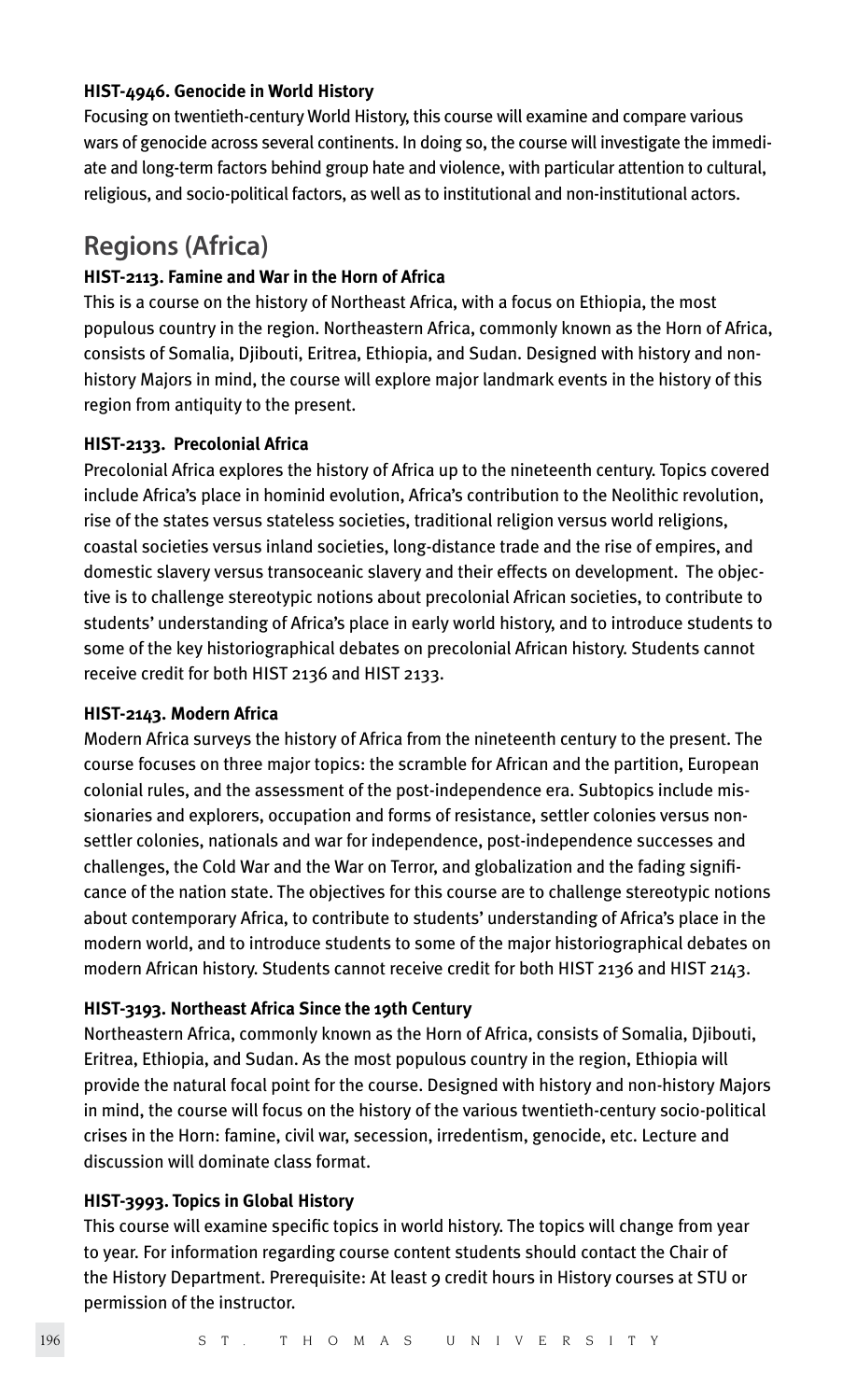**HIST-4946. Genocide in World History**

Focusing on twentieth-century World History, this course will examine and compare various wars of genocide across several continents. In doing so, the course will investigate the immediate and long-term factors behind group hate and violence, with particular attention to cultural, religious, and socio-political factors, as well as to institutional and non-institutional actors.

## Regions (Africa)

**HIST-2113. Famine and War in the Horn of Africa**

This is a course on the history of Northeast Africa, with a focus on Ethiopia, the most populous country in the region. Northeastern Africa, commonly known as the Horn of Africa, consists of Somalia, Djibouti, Eritrea, Ethiopia, and Sudan. Designed with history and non-history Majors in mind, the course will explore major landmark events in the history of this region from antiquity to the present.

**HIST-2133. Precolonial Africa**

Precolonial Africa explores the history of Africa up to the nineteenth century. Topics covered include Africa's place in hominid evolution, Africa's contribution to the Neolithic revolution, rise of the states versus stateless societies, traditional religion versus world religions, coastal societies versus inland societies, long-distance trade and the rise of empires, and domestic slavery versus transoceanic slavery and their effects on development. The objective is to challenge stereotypic notions about precolonial African societies, to contribute to students' understanding of Africa's place in early world history, and to introduce students to some of the key historiographical debates on precolonial African history. Students cannot receive credit for both HIST 2136 and HIST 2133.

**HIST-2143. Modern Africa**

Modern Africa surveys the history of Africa from the nineteenth century to the present. The course focuses on three major topics: the scramble for African and the partition, European colonial rules, and the assessment of the post-independence era. Subtopics include missionaries and explorers, occupation and forms of resistance, settler colonies versus non-settler colonies, nationals and war for independence, post-independence successes and challenges, the Cold War and the War on Terror, and globalization and the fading significance of the nation state. The objectives for this course are to challenge stereotypic notions about contemporary Africa, to contribute to students' understanding of Africa's place in the modern world, and to introduce students to some of the major historiographical debates on modern African history. Students cannot receive credit for both HIST 2136 and HIST 2143.

**HIST-3193. Northeast Africa Since the 19th Century**

Northeastern Africa, commonly known as the Horn of Africa, consists of Somalia, Djibouti, Eritrea, Ethiopia, and Sudan. As the most populous country in the region, Ethiopia will provide the natural focal point for the course. Designed with history and non-history Majors in mind, the course will focus on the history of the various twentieth-century socio-political crises in the Horn: famine, civil war, secession, irredentism, genocide, etc. Lecture and discussion will dominate class format.

**HIST-3993. Topics in Global History**

This course will examine specific topics in world history. The topics will change from year to year. For information regarding course content students should contact the Chair of the History Department. Prerequisite: At least 9 credit hours in History courses at STU or permission of the instructor.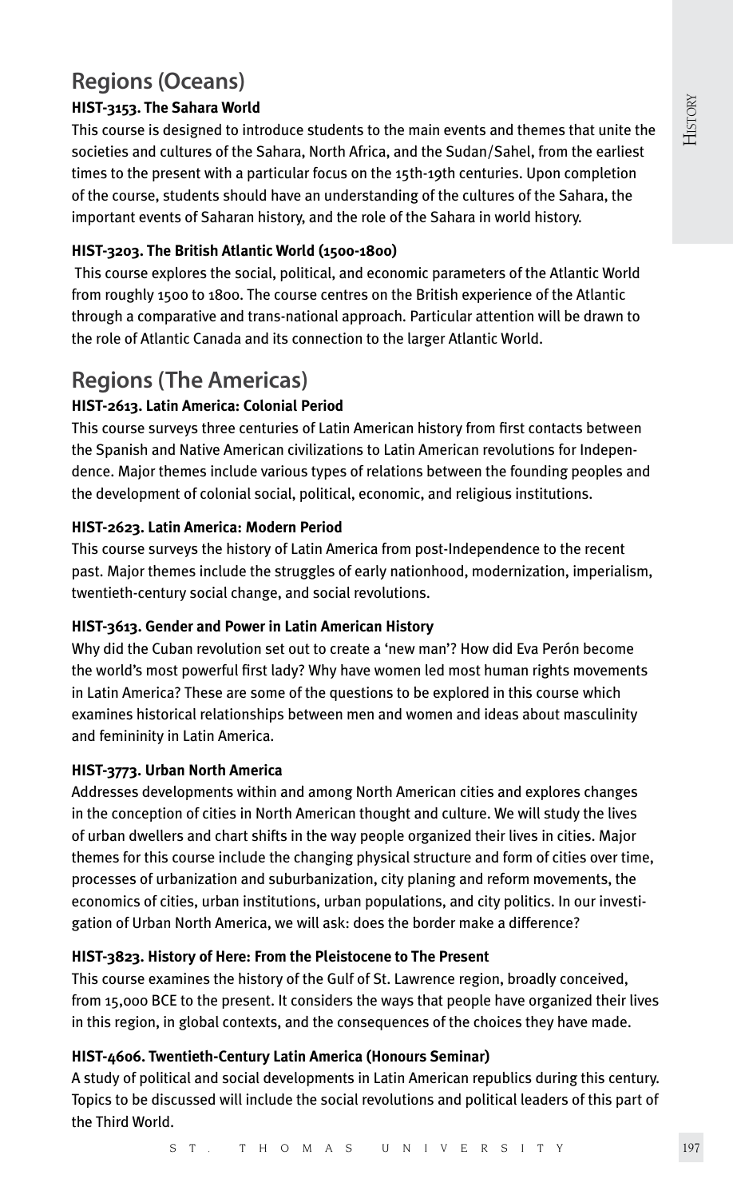## Regions (Oceans)

**HIST-3153. The Sahara World**

This course is designed to introduce students to the main events and themes that unite the societies and cultures of the Sahara, North Africa, and the Sudan/Sahel, from the earliest times to the present with a particular focus on the 15th-19th centuries. Upon completion of the course, students should have an understanding of the cultures of the Sahara, the important events of Saharan history, and the role of the Sahara in world history.

**HIST-3203. The British Atlantic World (1500-1800)**

This course explores the social, political, and economic parameters of the Atlantic World from roughly 1500 to 1800. The course centres on the British experience of the Atlantic through a comparative and trans-national approach. Particular attention will be drawn to the role of Atlantic Canada and its connection to the larger Atlantic World.

## Regions (The Americas)

**HIST-2613. Latin America: Colonial Period**

This course surveys three centuries of Latin American history from first contacts between the Spanish and Native American civilizations to Latin American revolutions for Independence. Major themes include various types of relations between the founding peoples and the development of colonial social, political, economic, and religious institutions.

**HIST-2623. Latin America: Modern Period**

This course surveys the history of Latin America from post-Independence to the recent past. Major themes include the struggles of early nationhood, modernization, imperialism, twentieth-century social change, and social revolutions.

**HIST-3613. Gender and Power in Latin American History**

Why did the Cuban revolution set out to create a 'new man'? How did Eva Perón become the world's most powerful first lady? Why have women led most human rights movements in Latin America? These are some of the questions to be explored in this course which examines historical relationships between men and women and ideas about masculinity and femininity in Latin America.

**HIST-3773. Urban North America**

Addresses developments within and among North American cities and explores changes in the conception of cities in North American thought and culture. We will study the lives of urban dwellers and chart shifts in the way people organized their lives in cities. Major themes for this course include the changing physical structure and form of cities over time, processes of urbanization and suburbanization, city planing and reform movements, the economics of cities, urban institutions, urban populations, and city politics. In our investigation of Urban North America, we will ask: does the border make a difference?

**HIST-3823. History of Here: From the Pleistocene to The Present**

This course examines the history of the Gulf of St. Lawrence region, broadly conceived, from 15,000 BCE to the present. It considers the ways that people have organized their lives in this region, in global contexts, and the consequences of the choices they have made.

**HIST-4606. Twentieth-Century Latin America (Honours Seminar)**

A study of political and social developments in Latin American republics during this century. Topics to be discussed will include the social revolutions and political leaders of this part of the Third World.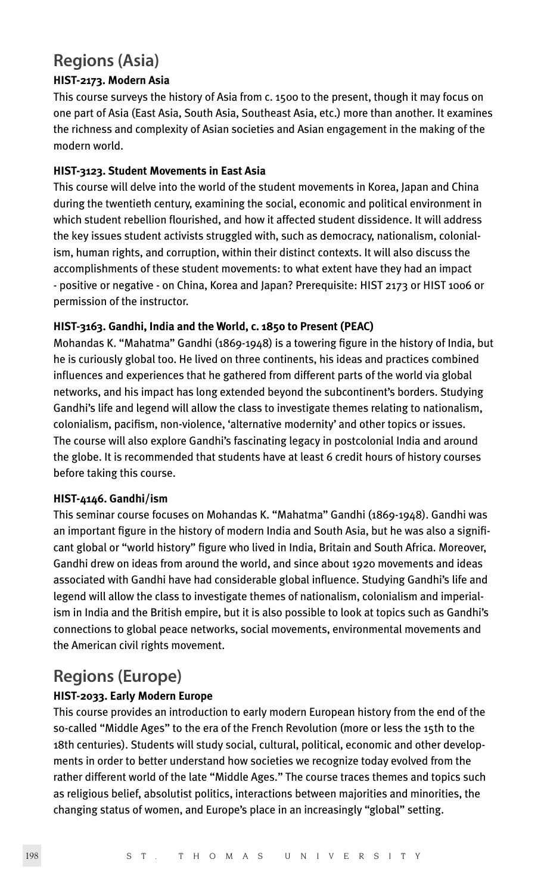## Regions (Asia)

### HIST-2173. Modern Asia

This course surveys the history of Asia from c. 1500 to the present, though it may focus on one part of Asia (East Asia, South Asia, Southeast Asia, etc.) more than another. It examines the richness and complexity of Asian societies and Asian engagement in the making of the modern world.

### HIST-3123. Student Movements in East Asia

This course will delve into the world of the student movements in Korea, Japan and China during the twentieth century, examining the social, economic and political environment in which student rebellion flourished, and how it affected student dissidence. It will address the key issues student activists struggled with, such as democracy, nationalism, colonialism, human rights, and corruption, within their distinct contexts. It will also discuss the accomplishments of these student movements: to what extent have they had an impact - positive or negative - on China, Korea and Japan? Prerequisite: HIST 2173 or HIST 1006 or permission of the instructor.

### HIST-3163. Gandhi, India and the World, c. 1850 to Present (PEAC)

Mohandas K. "Mahatma" Gandhi (1869-1948) is a towering figure in the history of India, but he is curiously global too. He lived on three continents, his ideas and practices combined influences and experiences that he gathered from different parts of the world via global networks, and his impact has long extended beyond the subcontinent's borders. Studying Gandhi's life and legend will allow the class to investigate themes relating to nationalism, colonialism, pacifism, non-violence, 'alternative modernity' and other topics or issues. The course will also explore Gandhi's fascinating legacy in postcolonial India and around the globe. It is recommended that students have at least 6 credit hours of history courses before taking this course.

### HIST-4146. Gandhi/ism

This seminar course focuses on Mohandas K. "Mahatma" Gandhi (1869-1948). Gandhi was an important figure in the history of modern India and South Asia, but he was also a significant global or "world history" figure who lived in India, Britain and South Africa. Moreover, Gandhi drew on ideas from around the world, and since about 1920 movements and ideas associated with Gandhi have had considerable global influence. Studying Gandhi's life and legend will allow the class to investigate themes of nationalism, colonialism and imperialism in India and the British empire, but it is also possible to look at topics such as Gandhi's connections to global peace networks, social movements, environmental movements and the American civil rights movement.

## Regions (Europe)

### HIST-2033. Early Modern Europe

This course provides an introduction to early modern European history from the end of the so-called "Middle Ages" to the era of the French Revolution (more or less the 15th to the 18th centuries). Students will study social, cultural, political, economic and other developments in order to better understand how societies we recognize today evolved from the rather different world of the late "Middle Ages." The course traces themes and topics such as religious belief, absolutist politics, interactions between majorities and minorities, the changing status of women, and Europe's place in an increasingly "global" setting.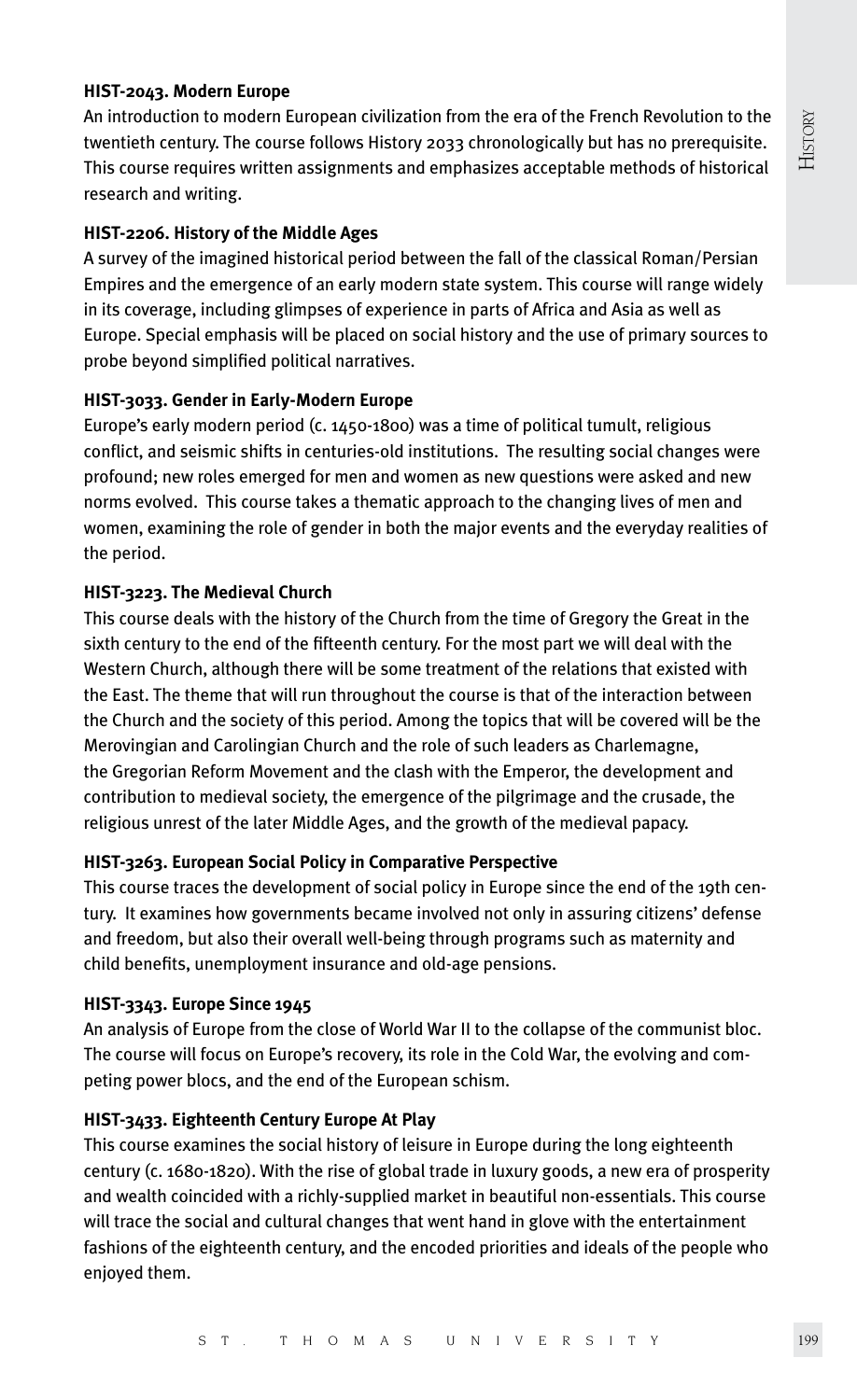**HIST-2043. Modern Europe**

An introduction to modern European civilization from the era of the French Revolution to the twentieth century. The course follows History 2033 chronologically but has no prerequisite. This course requires written assignments and emphasizes acceptable methods of historical research and writing.

**HIST-2206. History of the Middle Ages**

A survey of the imagined historical period between the fall of the classical Roman/Persian Empires and the emergence of an early modern state system. This course will range widely in its coverage, including glimpses of experience in parts of Africa and Asia as well as Europe. Special emphasis will be placed on social history and the use of primary sources to probe beyond simplified political narratives.

**HIST-3033. Gender in Early-Modern Europe**

Europe's early modern period (c. 1450-1800) was a time of political tumult, religious conflict, and seismic shifts in centuries-old institutions. The resulting social changes were profound; new roles emerged for men and women as new questions were asked and new norms evolved. This course takes a thematic approach to the changing lives of men and women, examining the role of gender in both the major events and the everyday realities of the period.

**HIST-3223. The Medieval Church**

This course deals with the history of the Church from the time of Gregory the Great in the sixth century to the end of the fifteenth century. For the most part we will deal with the Western Church, although there will be some treatment of the relations that existed with the East. The theme that will run throughout the course is that of the interaction between the Church and the society of this period. Among the topics that will be covered will be the Merovingian and Carolingian Church and the role of such leaders as Charlemagne, the Gregorian Reform Movement and the clash with the Emperor, the development and contribution to medieval society, the emergence of the pilgrimage and the crusade, the religious unrest of the later Middle Ages, and the growth of the medieval papacy.

**HIST-3263. European Social Policy in Comparative Perspective**

This course traces the development of social policy in Europe since the end of the 19th century. It examines how governments became involved not only in assuring citizens' defense and freedom, but also their overall well-being through programs such as maternity and child benefits, unemployment insurance and old-age pensions.

**HIST-3343. Europe Since 1945**

An analysis of Europe from the close of World War II to the collapse of the communist bloc. The course will focus on Europe's recovery, its role in the Cold War, the evolving and competing power blocs, and the end of the European schism.

**HIST-3433. Eighteenth Century Europe At Play**

This course examines the social history of leisure in Europe during the long eighteenth century (c. 1680-1820). With the rise of global trade in luxury goods, a new era of prosperity and wealth coincided with a richly-supplied market in beautiful non-essentials. This course will trace the social and cultural changes that went hand in glove with the entertainment fashions of the eighteenth century, and the encoded priorities and ideals of the people who enjoyed them.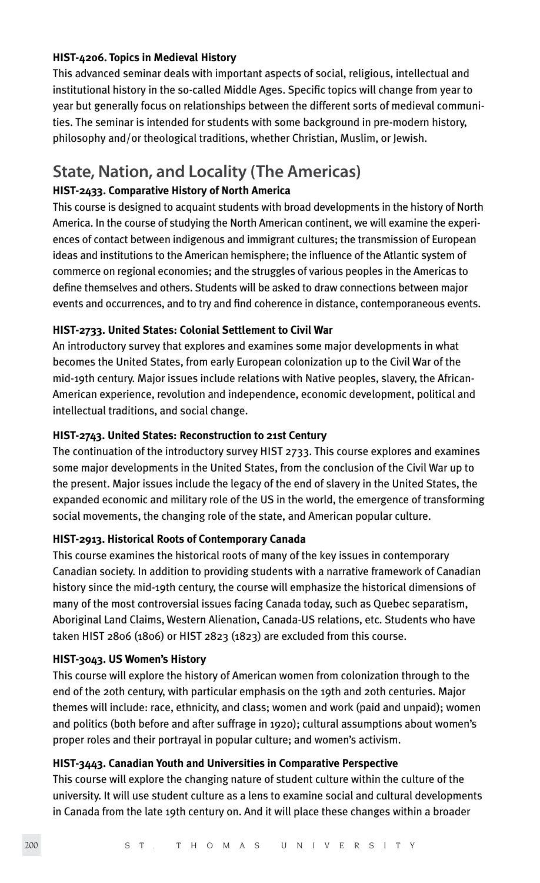**HIST-4206. Topics in Medieval History**

This advanced seminar deals with important aspects of social, religious, intellectual and institutional history in the so-called Middle Ages. Specific topics will change from year to year but generally focus on relationships between the different sorts of medieval communities. The seminar is intended for students with some background in pre-modern history, philosophy and/or theological traditions, whether Christian, Muslim, or Jewish.

## State, Nation, and Locality (The Americas)

**HIST-2433. Comparative History of North America**

This course is designed to acquaint students with broad developments in the history of North America. In the course of studying the North American continent, we will examine the experiences of contact between indigenous and immigrant cultures; the transmission of European ideas and institutions to the American hemisphere; the influence of the Atlantic system of commerce on regional economies; and the struggles of various peoples in the Americas to define themselves and others. Students will be asked to draw connections between major events and occurrences, and to try and find coherence in distance, contemporaneous events.

**HIST-2733. United States: Colonial Settlement to Civil War**

An introductory survey that explores and examines some major developments in what becomes the United States, from early European colonization up to the Civil War of the mid-19th century. Major issues include relations with Native peoples, slavery, the African-American experience, revolution and independence, economic development, political and intellectual traditions, and social change.

**HIST-2743. United States: Reconstruction to 21st Century**

The continuation of the introductory survey HIST 2733. This course explores and examines some major developments in the United States, from the conclusion of the Civil War up to the present. Major issues include the legacy of the end of slavery in the United States, the expanded economic and military role of the US in the world, the emergence of transforming social movements, the changing role of the state, and American popular culture.

**HIST-2913. Historical Roots of Contemporary Canada**

This course examines the historical roots of many of the key issues in contemporary Canadian society. In addition to providing students with a narrative framework of Canadian history since the mid-19th century, the course will emphasize the historical dimensions of many of the most controversial issues facing Canada today, such as Quebec separatism, Aboriginal Land Claims, Western Alienation, Canada-US relations, etc. Students who have taken HIST 2806 (1806) or HIST 2823 (1823) are excluded from this course.

**HIST-3043. US Women's History**

This course will explore the history of American women from colonization through to the end of the 20th century, with particular emphasis on the 19th and 20th centuries. Major themes will include: race, ethnicity, and class; women and work (paid and unpaid); women and politics (both before and after suffrage in 1920); cultural assumptions about women's proper roles and their portrayal in popular culture; and women's activism.

**HIST-3443. Canadian Youth and Universities in Comparative Perspective**

This course will explore the changing nature of student culture within the culture of the university. It will use student culture as a lens to examine social and cultural developments in Canada from the late 19th century on. And it will place these changes within a broader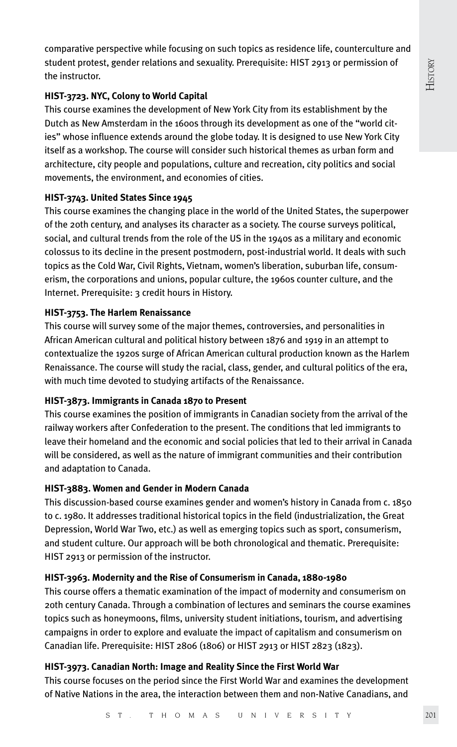comparative perspective while focusing on such topics as residence life, counterculture and student protest, gender relations and sexuality. Prerequisite: HIST 2913 or permission of the instructor.

**HIST-3723. NYC, Colony to World Capital**

This course examines the development of New York City from its establishment by the Dutch as New Amsterdam in the 1600s through its development as one of the "world cities" whose influence extends around the globe today. It is designed to use New York City itself as a workshop. The course will consider such historical themes as urban form and architecture, city people and populations, culture and recreation, city politics and social movements, the environment, and economies of cities.

**HIST-3743. United States Since 1945**

This course examines the changing place in the world of the United States, the superpower of the 20th century, and analyses its character as a society. The course surveys political, social, and cultural trends from the role of the US in the 1940s as a military and economic colossus to its decline in the present postmodern, post-industrial world. It deals with such topics as the Cold War, Civil Rights, Vietnam, women's liberation, suburban life, consumerism, the corporations and unions, popular culture, the 1960s counter culture, and the Internet. Prerequisite: 3 credit hours in History.

**HIST-3753. The Harlem Renaissance**

This course will survey some of the major themes, controversies, and personalities in African American cultural and political history between 1876 and 1919 in an attempt to contextualize the 1920s surge of African American cultural production known as the Harlem Renaissance. The course will study the racial, class, gender, and cultural politics of the era, with much time devoted to studying artifacts of the Renaissance.

**HIST-3873. Immigrants in Canada 1870 to Present**

This course examines the position of immigrants in Canadian society from the arrival of the railway workers after Confederation to the present. The conditions that led immigrants to leave their homeland and the economic and social policies that led to their arrival in Canada will be considered, as well as the nature of immigrant communities and their contribution and adaptation to Canada.

**HIST-3883. Women and Gender in Modern Canada**

This discussion-based course examines gender and women's history in Canada from c. 1850 to c. 1980. It addresses traditional historical topics in the field (industrialization, the Great Depression, World War Two, etc.) as well as emerging topics such as sport, consumerism, and student culture. Our approach will be both chronological and thematic. Prerequisite: HIST 2913 or permission of the instructor.

**HIST-3963. Modernity and the Rise of Consumerism in Canada, 1880-1980**

This course offers a thematic examination of the impact of modernity and consumerism on 20th century Canada. Through a combination of lectures and seminars the course examines topics such as honeymoons, films, university student initiations, tourism, and advertising campaigns in order to explore and evaluate the impact of capitalism and consumerism on Canadian life. Prerequisite: HIST 2806 (1806) or HIST 2913 or HIST 2823 (1823).

**HIST-3973. Canadian North: Image and Reality Since the First World War**

This course focuses on the period since the First World War and examines the development of Native Nations in the area, the interaction between them and non-Native Canadians, and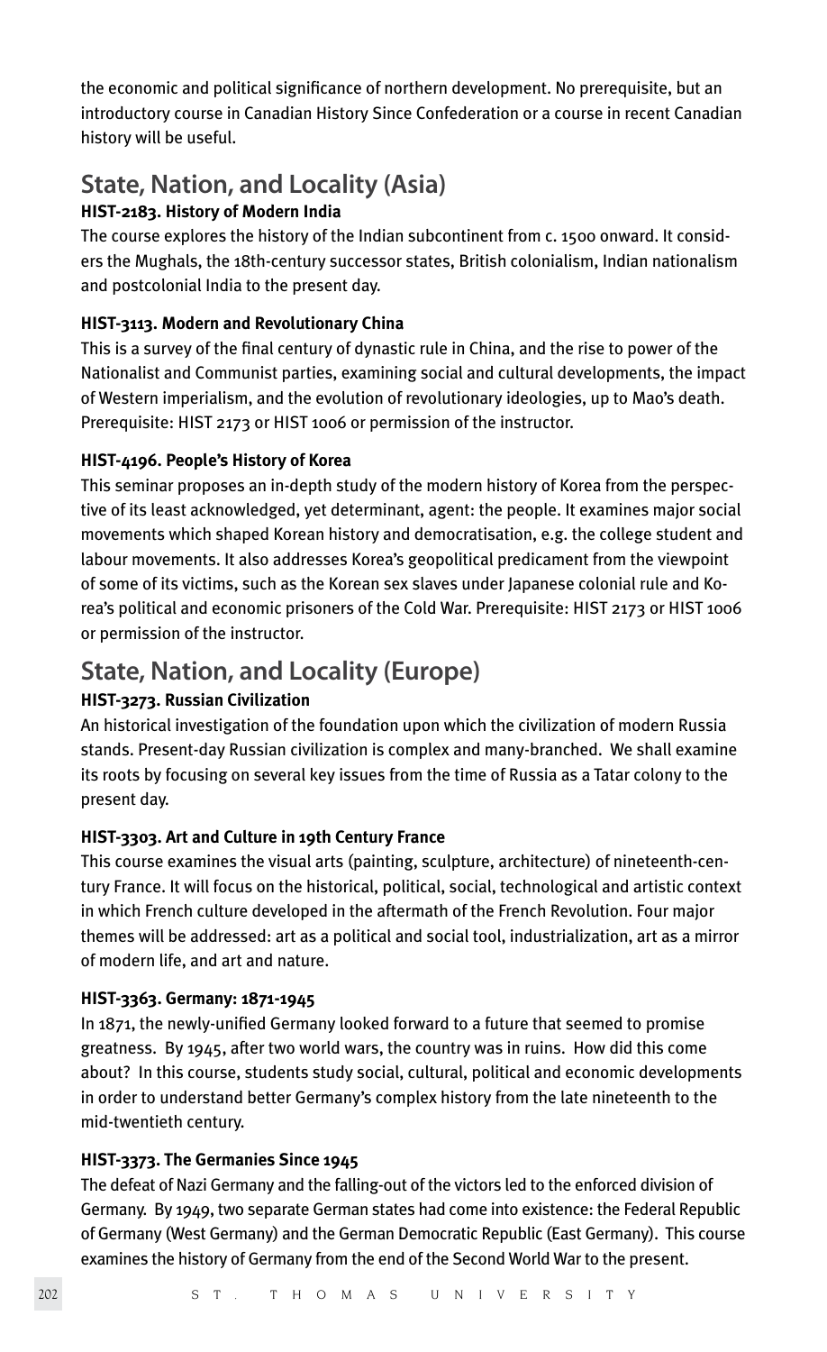the economic and political significance of northern development. No prerequisite, but an introductory course in Canadian History Since Confederation or a course in recent Canadian history will be useful.

## State, Nation, and Locality (Asia)

### HIST-2183. History of Modern India

The course explores the history of the Indian subcontinent from c. 1500 onward. It considers the Mughals, the 18th-century successor states, British colonialism, Indian nationalism and postcolonial India to the present day.

### HIST-3113. Modern and Revolutionary China

This is a survey of the final century of dynastic rule in China, and the rise to power of the Nationalist and Communist parties, examining social and cultural developments, the impact of Western imperialism, and the evolution of revolutionary ideologies, up to Mao's death. Prerequisite: HIST 2173 or HIST 1006 or permission of the instructor.

### HIST-4196. People's History of Korea

This seminar proposes an in-depth study of the modern history of Korea from the perspective of its least acknowledged, yet determinant, agent: the people. It examines major social movements which shaped Korean history and democratisation, e.g. the college student and labour movements. It also addresses Korea's geopolitical predicament from the viewpoint of some of its victims, such as the Korean sex slaves under Japanese colonial rule and Korea's political and economic prisoners of the Cold War. Prerequisite: HIST 2173 or HIST 1006 or permission of the instructor.

## State, Nation, and Locality (Europe)

### HIST-3273. Russian Civilization

An historical investigation of the foundation upon which the civilization of modern Russia stands. Present-day Russian civilization is complex and many-branched. We shall examine its roots by focusing on several key issues from the time of Russia as a Tatar colony to the present day.

### HIST-3303. Art and Culture in 19th Century France

This course examines the visual arts (painting, sculpture, architecture) of nineteenth-century France. It will focus on the historical, political, social, technological and artistic context in which French culture developed in the aftermath of the French Revolution. Four major themes will be addressed: art as a political and social tool, industrialization, art as a mirror of modern life, and art and nature.

### HIST-3363. Germany: 1871-1945

In 1871, the newly-unified Germany looked forward to a future that seemed to promise greatness. By 1945, after two world wars, the country was in ruins. How did this come about? In this course, students study social, cultural, political and economic developments in order to understand better Germany's complex history from the late nineteenth to the mid-twentieth century.

### HIST-3373. The Germanies Since 1945

The defeat of Nazi Germany and the falling-out of the victors led to the enforced division of Germany. By 1949, two separate German states had come into existence: the Federal Republic of Germany (West Germany) and the German Democratic Republic (East Germany). This course examines the history of Germany from the end of the Second World War to the present.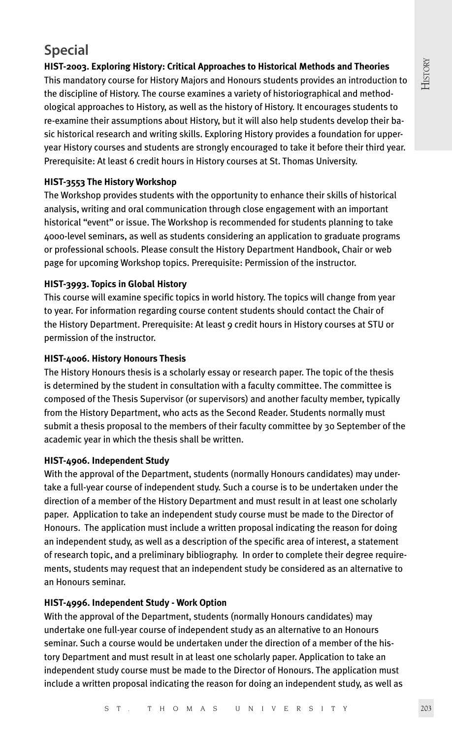## Special

**HIST-2003. Exploring History: Critical Approaches to Historical Methods and Theories**
This mandatory course for History Majors and Honours students provides an introduction to the discipline of History. The course examines a variety of historiographical and methodological approaches to History, as well as the history of History. It encourages students to re-examine their assumptions about History, but it will also help students develop their basic historical research and writing skills. Exploring History provides a foundation for upper-year History courses and students are strongly encouraged to take it before their third year. Prerequisite: At least 6 credit hours in History courses at St. Thomas University.

**HIST-3553 The History Workshop**
The Workshop provides students with the opportunity to enhance their skills of historical analysis, writing and oral communication through close engagement with an important historical "event" or issue. The Workshop is recommended for students planning to take 4000-level seminars, as well as students considering an application to graduate programs or professional schools. Please consult the History Department Handbook, Chair or web page for upcoming Workshop topics. Prerequisite: Permission of the instructor.

**HIST-3993. Topics in Global History**
This course will examine specific topics in world history. The topics will change from year to year. For information regarding course content students should contact the Chair of the History Department. Prerequisite: At least 9 credit hours in History courses at STU or permission of the instructor.

**HIST-4006. History Honours Thesis**
The History Honours thesis is a scholarly essay or research paper. The topic of the thesis is determined by the student in consultation with a faculty committee. The committee is composed of the Thesis Supervisor (or supervisors) and another faculty member, typically from the History Department, who acts as the Second Reader. Students normally must submit a thesis proposal to the members of their faculty committee by 30 September of the academic year in which the thesis shall be written.

**HIST-4906. Independent Study**
With the approval of the Department, students (normally Honours candidates) may undertake a full-year course of independent study. Such a course is to be undertaken under the direction of a member of the History Department and must result in at least one scholarly paper. Application to take an independent study course must be made to the Director of Honours. The application must include a written proposal indicating the reason for doing an independent study, as well as a description of the specific area of interest, a statement of research topic, and a preliminary bibliography. In order to complete their degree requirements, students may request that an independent study be considered as an alternative to an Honours seminar.

**HIST-4996. Independent Study - Work Option**
With the approval of the Department, students (normally Honours candidates) may undertake one full-year course of independent study as an alternative to an Honours seminar. Such a course would be undertaken under the direction of a member of the history Department and must result in at least one scholarly paper. Application to take an independent study course must be made to the Director of Honours. The application must include a written proposal indicating the reason for doing an independent study, as well as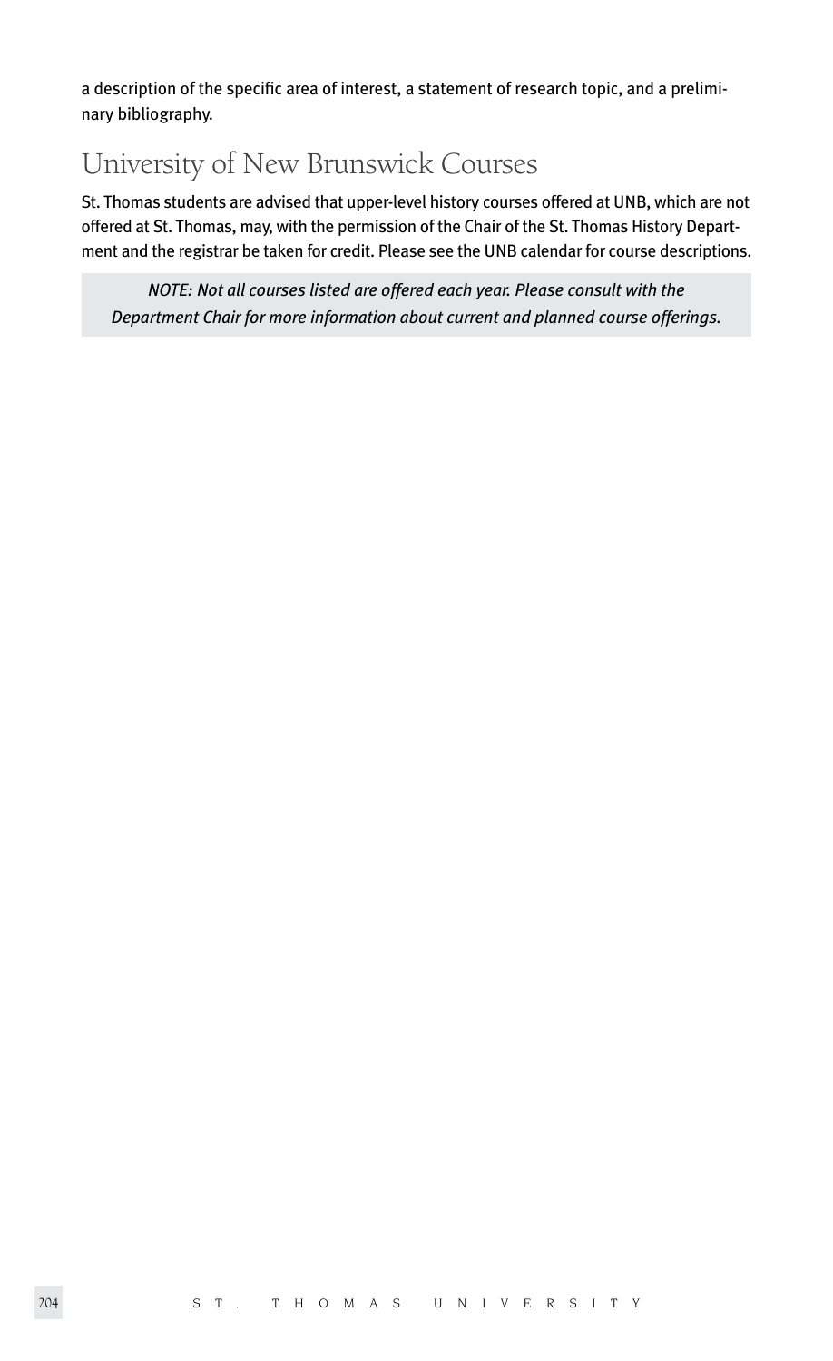a description of the specific area of interest, a statement of research topic, and a preliminary bibliography.

## University of New Brunswick Courses

St. Thomas students are advised that upper-level history courses offered at UNB, which are not offered at St. Thomas, may, with the permission of the Chair of the St. Thomas History Department and the registrar be taken for credit. Please see the UNB calendar for course descriptions.

*NOTE: Not all courses listed are offered each year. Please consult with the Department Chair for more information about current and planned course offerings.*